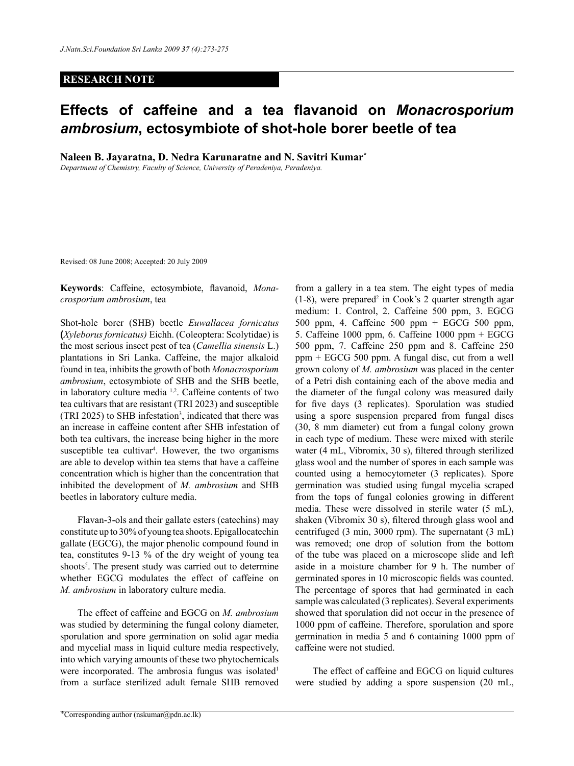**RESEARCH NOTE**

# Effects of caffeine and a tea flavanoid on *Monacrosporium ambrosium*, ectosymbiote of shot-hole borer beetle of tea

**Naleen B. Jayaratna, D. Nedra Karunaratne and N. Savitri Kumar***

*Department of Chemistry, Faculty of Science, University of Peradeniya, Peradeniya.*

Revised: 08 June 2008; Accepted: 20 July 2009

**Keywords**: Caffeine, ectosymbiote, flavanoid, *Monacrosporium ambrosium*, tea

Shot-hole borer (SHB) beetle *Euwallacea fornicatus* **(***Xyleborus fornicatus)* Eichh. (Coleoptera: Scolytidae) is the most serious insect pest of tea (*Camellia sinensis* L.) plantations in Sri Lanka. Caffeine, the major alkaloid found in tea, inhibits the growth of both *Monacrosporium ambrosium*, ectosymbiote of SHB and the SHB beetle, in laboratory culture media [1,2]. Caffeine contents of two tea cultivars that are resistant (TRI 2023) and susceptible (TRI 2025) to SHB infestation[3], indicated that there was an increase in caffeine content after SHB infestation of both tea cultivars, the increase being higher in the more susceptible tea cultivar[4]. However, the two organisms are able to develop within tea stems that have a caffeine concentration which is higher than the concentration that inhibited the development of *M. ambrosium* and SHB beetles in laboratory culture media.

Flavan-3-ols and their gallate esters (catechins) may constitute up to 30% of young tea shoots. Epigallocatechin gallate (EGCG), the major phenolic compound found in tea, constitutes 9-13 % of the dry weight of young tea shoots[5]. The present study was carried out to determine whether EGCG modulates the effect of caffeine on *M. ambrosium* in laboratory culture media.

The effect of caffeine and EGCG on *M. ambrosium* was studied by determining the fungal colony diameter, sporulation and spore germination on solid agar media and mycelial mass in liquid culture media respectively, into which varying amounts of these two phytochemicals were incorporated. The ambrosia fungus was isolated[1] from a surface sterilized adult female SHB removed from a gallery in a tea stem. The eight types of media (1-8), were prepared[2] in Cook's 2 quarter strength agar medium: 1. Control, 2. Caffeine 500 ppm, 3. EGCG 500 ppm, 4. Caffeine 500 ppm + EGCG 500 ppm, 5. Caffeine 1000 ppm, 6. Caffeine 1000 ppm + EGCG 500 ppm, 7. Caffeine 250 ppm and 8. Caffeine 250 ppm + EGCG 500 ppm. A fungal disc, cut from a well grown colony of *M. ambrosium* was placed in the center of a Petri dish containing each of the above media and the diameter of the fungal colony was measured daily for five days (3 replicates). Sporulation was studied using a spore suspension prepared from fungal discs (30, 8 mm diameter) cut from a fungal colony grown in each type of medium. These were mixed with sterile water (4 mL, Vibromix, 30 s), filtered through sterilized glass wool and the number of spores in each sample was counted using a hemocytometer (3 replicates). Spore germination was studied using fungal mycelia scraped from the tops of fungal colonies growing in different media. These were dissolved in sterile water (5 mL), shaken (Vibromix 30 s), filtered through glass wool and centrifuged (3 min, 3000 rpm). The supernatant (3 mL) was removed; one drop of solution from the bottom of the tube was placed on a microscope slide and left aside in a moisture chamber for 9 h. The number of germinated spores in 10 microscopic fields was counted. The percentage of spores that had germinated in each sample was calculated (3 replicates). Several experiments showed that sporulation did not occur in the presence of 1000 ppm of caffeine. Therefore, sporulation and spore germination in media 5 and 6 containing 1000 ppm of caffeine were not studied.

The effect of caffeine and EGCG on liquid cultures were studied by adding a spore suspension (20 mL,

*Corresponding author (nskumar@pdn.ac.lk)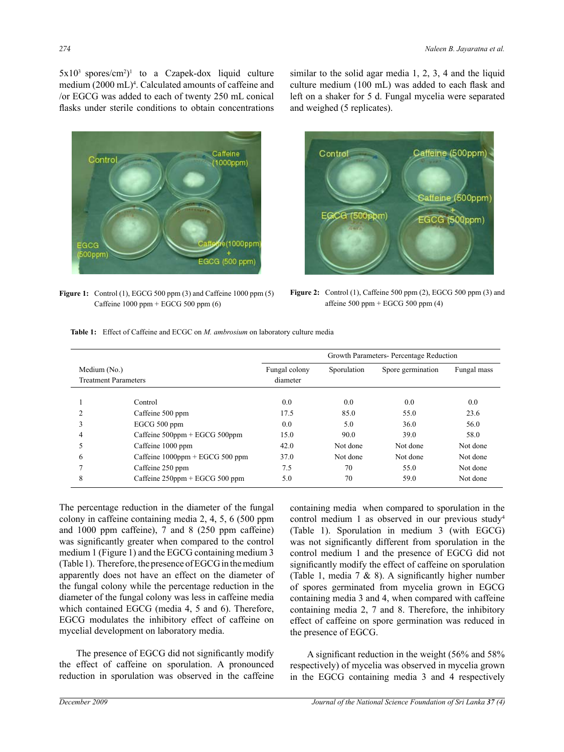5x10[3] spores/cm[2])[1] to a Czapek-dox liquid culture medium (2000 mL)[4]. Calculated amounts of caffeine and /or EGCG was added to each of twenty 250 mL conical flasks under sterile conditions to obtain concentrations similar to the solid agar media 1, 2, 3, 4 and the liquid culture medium (100 mL) was added to each flask and left on a shaker for 5 d. Fungal mycelia were separated and weighed (5 replicates).

**Figure 1:** Control (1), EGCG 500 ppm (3) and Caffeine 1000 ppm (5) Caffeine 1000 ppm + EGCG 500 ppm (6)

**Figure 2:** Control (1), Caffeine 500 ppm (2), EGCG 500 ppm (3) and affeine 500 ppm + EGCG 500 ppm (4)

**Table 1:** Effect of Caffeine and ECGC on *M. ambrosium* on laboratory culture media

| Medium (No.) | Treatment Parameters | Growth Parameters- Percentage Reduction | | | |
|---|---|---|---|---|---|
| | | Fungal colony diameter | Sporulation | Spore germination | Fungal mass |
| 1 | Control | 0.0 | 0.0 | 0.0 | 0.0 |
| 2 | Caffeine 500 ppm | 17.5 | 85.0 | 55.0 | 23.6 |
| 3 | EGCG 500 ppm | 0.0 | 5.0 | 36.0 | 56.0 |
| 4 | Caffeine 500ppm + EGCG 500ppm | 15.0 | 90.0 | 39.0 | 58.0 |
| 5 | Caffeine 1000 ppm | 42.0 | Not done | Not done | Not done |
| 6 | Caffeine 1000ppm + EGCG 500 ppm | 37.0 | Not done | Not done | Not done |
| 7 | Caffeine 250 ppm | 7.5 | 70 | 55.0 | Not done |
| 8 | Caffeine 250ppm + EGCG 500 ppm | 5.0 | 70 | 59.0 | Not done |

The percentage reduction in the diameter of the fungal colony in caffeine containing media 2, 4, 5, 6 (500 ppm and 1000 ppm caffeine), 7 and 8 (250 ppm caffeine) was significantly greater when compared to the control medium 1 (Figure 1) and the EGCG containing medium 3 (Table 1). Therefore, the presence of EGCG in the medium apparently does not have an effect on the diameter of the fungal colony while the percentage reduction in the diameter of the fungal colony was less in caffeine media which contained EGCG (media 4, 5 and 6). Therefore, EGCG modulates the inhibitory effect of caffeine on mycelial development on laboratory media.

The presence of EGCG did not significantly modify the effect of caffeine on sporulation. A pronounced reduction in sporulation was observed in the caffeine containing media when compared to sporulation in the control medium 1 as observed in our previous study[4] (Table 1). Sporulation in medium 3 (with EGCG) was not significantly different from sporulation in the control medium 1 and the presence of EGCG did not significantly modify the effect of caffeine on sporulation (Table 1, media 7 & 8). A significantly higher number of spores germinated from mycelia grown in EGCG containing media 3 and 4, when compared with caffeine containing media 2, 7 and 8. Therefore, the inhibitory effect of caffeine on spore germination was reduced in the presence of EGCG.

A significant reduction in the weight (56% and 58% respectively) of mycelia was observed in mycelia grown in the EGCG containing media 3 and 4 respectively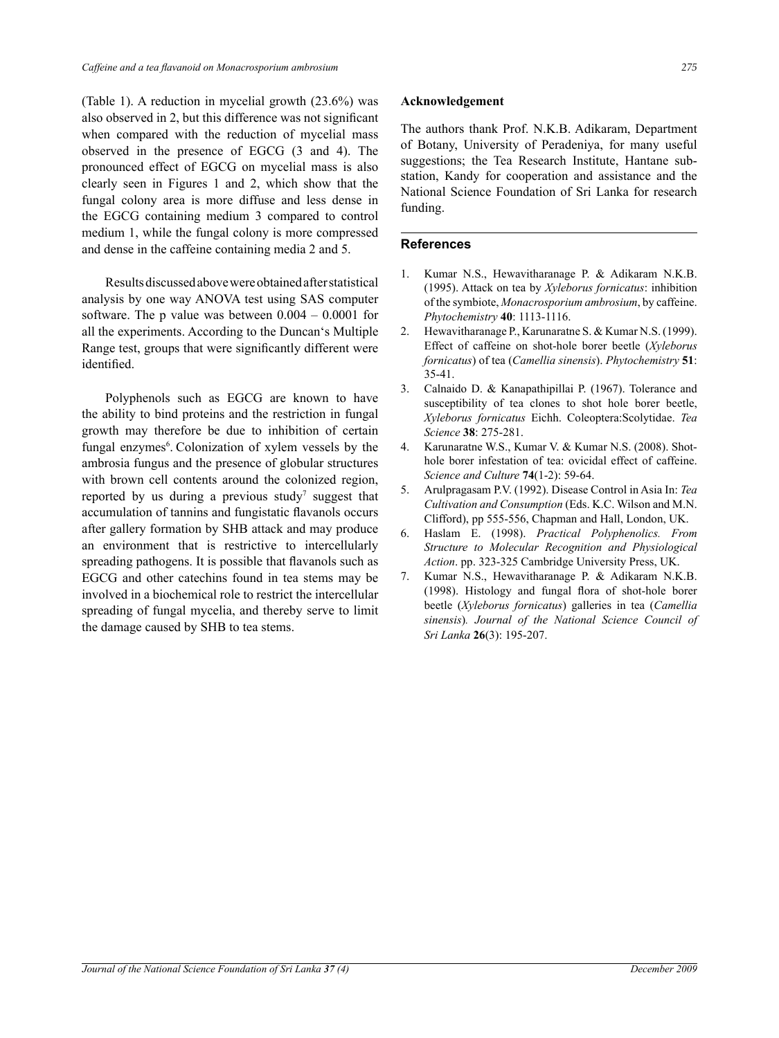(Table 1). A reduction in mycelial growth (23.6%) was also observed in 2, but this difference was not significant when compared with the reduction of mycelial mass observed in the presence of EGCG (3 and 4). The pronounced effect of EGCG on mycelial mass is also clearly seen in Figures 1 and 2, which show that the fungal colony area is more diffuse and less dense in the EGCG containing medium 3 compared to control medium 1, while the fungal colony is more compressed and dense in the caffeine containing media 2 and 5.

Results discussed above were obtained after statistical analysis by one way ANOVA test using SAS computer software. The p value was between 0.004 – 0.0001 for all the experiments. According to the Duncan's Multiple Range test, groups that were significantly different were identified.

Polyphenols such as EGCG are known to have the ability to bind proteins and the restriction in fungal growth may therefore be due to inhibition of certain fungal enzymes[6]. Colonization of xylem vessels by the ambrosia fungus and the presence of globular structures with brown cell contents around the colonized region, reported by us during a previous study[7] suggest that accumulation of tannins and fungistatic flavanols occurs after gallery formation by SHB attack and may produce an environment that is restrictive to intercellularly spreading pathogens. It is possible that flavanols such as EGCG and other catechins found in tea stems may be involved in a biochemical role to restrict the intercellular spreading of fungal mycelia, and thereby serve to limit the damage caused by SHB to tea stems.

## Acknowledgement

The authors thank Prof. N.K.B. Adikaram, Department of Botany, University of Peradeniya, for many useful suggestions; the Tea Research Institute, Hantane sub-station, Kandy for cooperation and assistance and the National Science Foundation of Sri Lanka for research funding.

## References

1. Kumar N.S., Hewavitharanage P. & Adikaram N.K.B. (1995). Attack on tea by *Xyleborus fornicatus*: inhibition of the symbiote, *Monacrosporium ambrosium*, by caffeine. *Phytochemistry* **40**: 1113-1116.
2. Hewavitharanage P., Karunaratne S. & Kumar N.S. (1999). Effect of caffeine on shot-hole borer beetle (*Xyleborus fornicatus*) of tea (*Camellia sinensis*). *Phytochemistry* **51**: 35-41.
3. Calnaido D. & Kanapathipillai P. (1967). Tolerance and susceptibility of tea clones to shot hole borer beetle, *Xyleborus fornicatus* Eichh. Coleoptera:Scolytidae. *Tea Science* **38**: 275-281.
4. Karunaratne W.S., Kumar V. & Kumar N.S. (2008). Shot-hole borer infestation of tea: ovicidal effect of caffeine. *Science and Culture* **74**(1-2): 59-64.
5. Arulpragasam P.V. (1992). Disease Control in Asia In: *Tea Cultivation and Consumption* (Eds. K.C. Wilson and M.N. Clifford), pp 555-556, Chapman and Hall, London, UK.
6. Haslam E. (1998). *Practical Polyphenolics. From Structure to Molecular Recognition and Physiological Action*. pp. 323-325 Cambridge University Press, UK.
7. Kumar N.S., Hewavitharanage P. & Adikaram N.K.B. (1998). Histology and fungal flora of shot-hole borer beetle (*Xyleborus fornicatus*) galleries in tea (*Camellia sinensis*). *Journal of the National Science Council of Sri Lanka* **26**(3): 195-207.